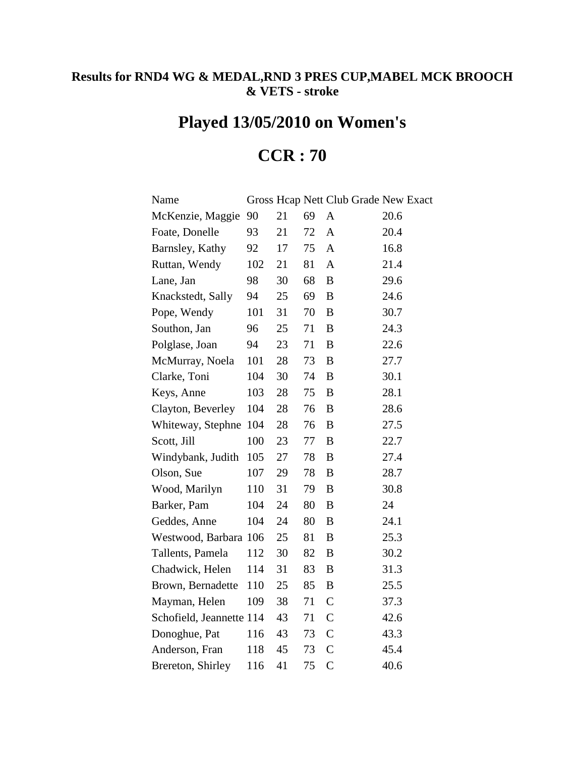**Results for RND4 WG & MEDAL,RND 3 PRES CUP,MABEL MCK BROOCH & VETS - stroke**

# Played 13/05/2010 on Women's

# CCR : 70

| Name | Gross | Hcap | Nett | Club Grade | New Exact |
|---|---|---|---|---|---|
| McKenzie, Maggie | 90 | 21 | 69 | A | 20.6 |
| Foate, Donelle | 93 | 21 | 72 | A | 20.4 |
| Barnsley, Kathy | 92 | 17 | 75 | A | 16.8 |
| Ruttan, Wendy | 102 | 21 | 81 | A | 21.4 |
| Lane, Jan | 98 | 30 | 68 | B | 29.6 |
| Knackstedt, Sally | 94 | 25 | 69 | B | 24.6 |
| Pope, Wendy | 101 | 31 | 70 | B | 30.7 |
| Southon, Jan | 96 | 25 | 71 | B | 24.3 |
| Polglase, Joan | 94 | 23 | 71 | B | 22.6 |
| McMurray, Noela | 101 | 28 | 73 | B | 27.7 |
| Clarke, Toni | 104 | 30 | 74 | B | 30.1 |
| Keys, Anne | 103 | 28 | 75 | B | 28.1 |
| Clayton, Beverley | 104 | 28 | 76 | B | 28.6 |
| Whiteway, Stephne | 104 | 28 | 76 | B | 27.5 |
| Scott, Jill | 100 | 23 | 77 | B | 22.7 |
| Windybank, Judith | 105 | 27 | 78 | B | 27.4 |
| Olson, Sue | 107 | 29 | 78 | B | 28.7 |
| Wood, Marilyn | 110 | 31 | 79 | B | 30.8 |
| Barker, Pam | 104 | 24 | 80 | B | 24 |
| Geddes, Anne | 104 | 24 | 80 | B | 24.1 |
| Westwood, Barbara | 106 | 25 | 81 | B | 25.3 |
| Tallents, Pamela | 112 | 30 | 82 | B | 30.2 |
| Chadwick, Helen | 114 | 31 | 83 | B | 31.3 |
| Brown, Bernadette | 110 | 25 | 85 | B | 25.5 |
| Mayman, Helen | 109 | 38 | 71 | C | 37.3 |
| Schofield, Jeannette | 114 | 43 | 71 | C | 42.6 |
| Donoghue, Pat | 116 | 43 | 73 | C | 43.3 |
| Anderson, Fran | 118 | 45 | 73 | C | 45.4 |
| Brereton, Shirley | 116 | 41 | 75 | C | 40.6 |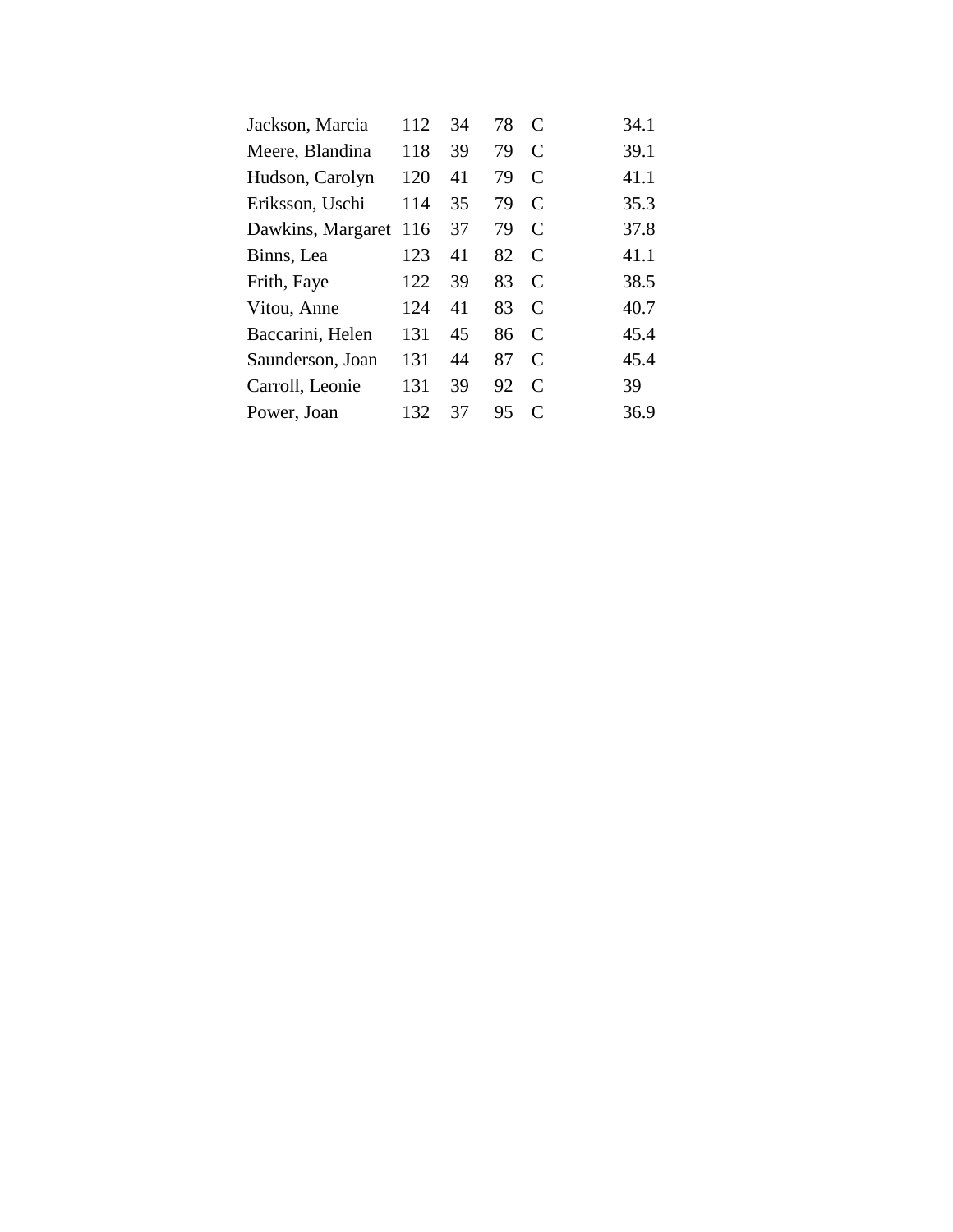| | | | | | |
|---|---|---|---|---|---|
| Jackson, Marcia | 112 | 34 | 78 | C | 34.1 |
| Meere, Blandina | 118 | 39 | 79 | C | 39.1 |
| Hudson, Carolyn | 120 | 41 | 79 | C | 41.1 |
| Eriksson, Uschi | 114 | 35 | 79 | C | 35.3 |
| Dawkins, Margaret | 116 | 37 | 79 | C | 37.8 |
| Binns, Lea | 123 | 41 | 82 | C | 41.1 |
| Frith, Faye | 122 | 39 | 83 | C | 38.5 |
| Vitou, Anne | 124 | 41 | 83 | C | 40.7 |
| Baccarini, Helen | 131 | 45 | 86 | C | 45.4 |
| Saunderson, Joan | 131 | 44 | 87 | C | 45.4 |
| Carroll, Leonie | 131 | 39 | 92 | C | 39 |
| Power, Joan | 132 | 37 | 95 | C | 36.9 |